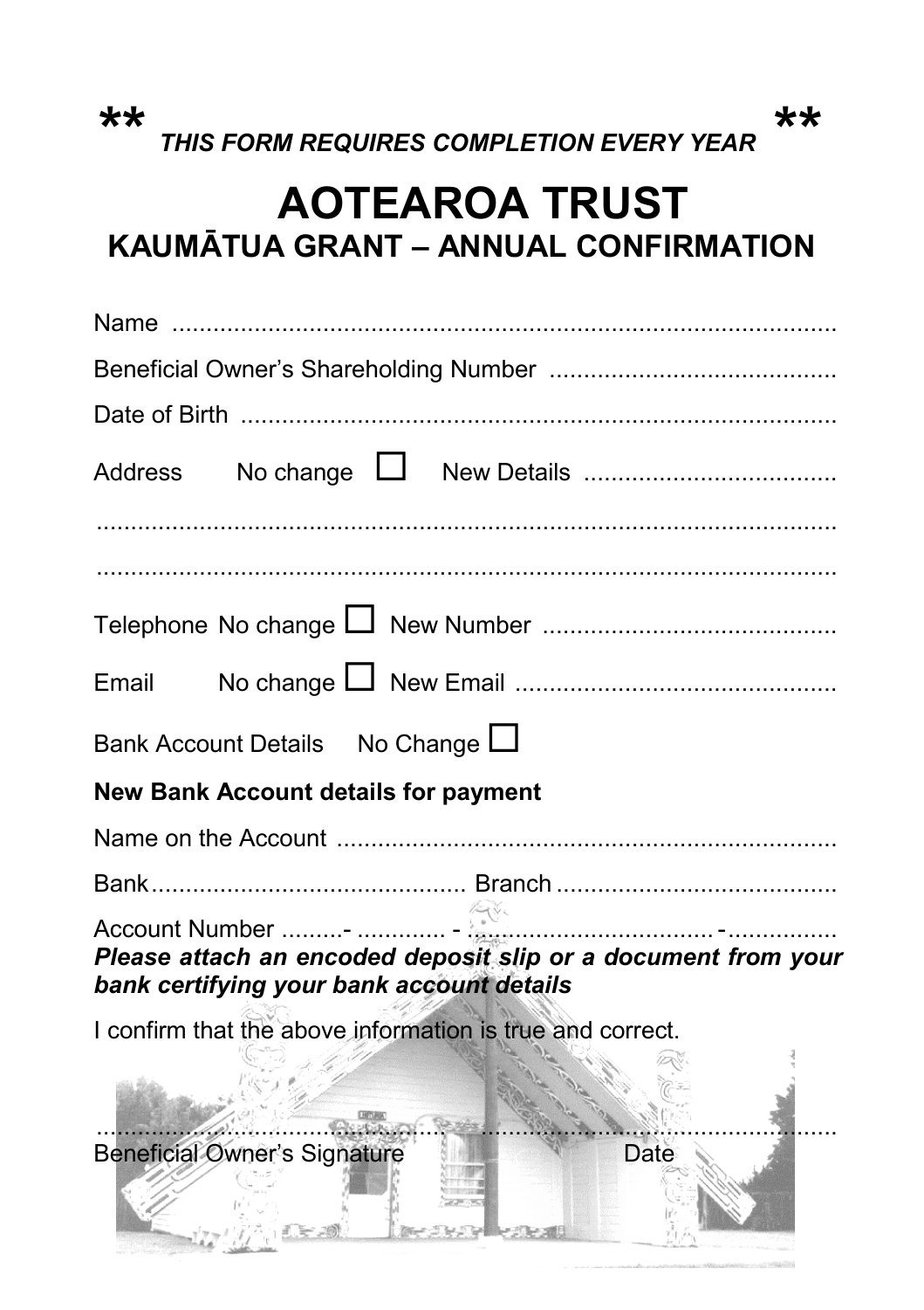** *THIS FORM REQUIRES COMPLETION EVERY YEAR* **

# AOTEAROA TRUST

## KAUMĀTUA GRANT – ANNUAL CONFIRMATION

Name ..................................................................................................

Beneficial Owner's Shareholding Number .........................................

Date of Birth .......................................................................................

Address No change ☐ New Details ....................................

...........................................................................................................

...........................................................................................................

Telephone No change ☐ New Number ..........................................

Email No change ☐ New Email ..............................................

Bank Account Details No Change ☐

**New Bank Account details for payment**

Name on the Account .........................................................................

Bank............................................. Branch ........................................

Account Number .........- ............ - ................................... -...............

***Please attach an encoded deposit slip or a document from your bank certifying your bank account details***

I confirm that the above information is true and correct.

........................................................ ........................................................

Beneficial Owner's Signature Date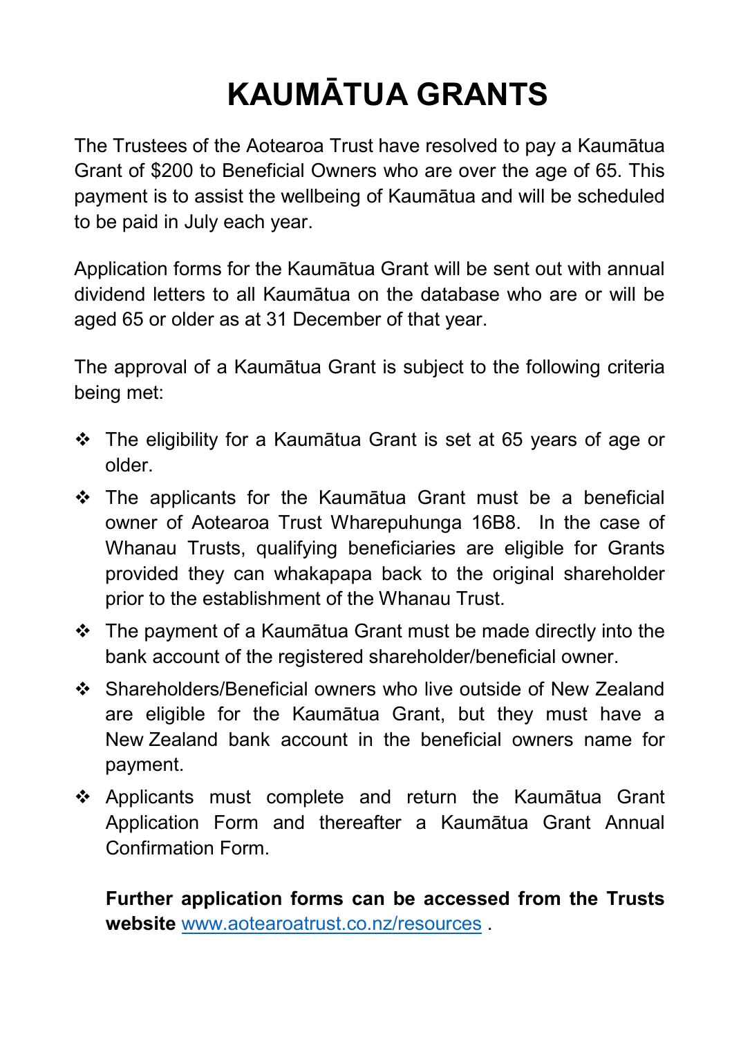# KAUMĀTUA GRANTS

The Trustees of the Aotearoa Trust have resolved to pay a Kaumātua Grant of $200 to Beneficial Owners who are over the age of 65. This payment is to assist the wellbeing of Kaumātua and will be scheduled to be paid in July each year.

Application forms for the Kaumātua Grant will be sent out with annual dividend letters to all Kaumātua on the database who are or will be aged 65 or older as at 31 December of that year.

The approval of a Kaumātua Grant is subject to the following criteria being met:

- The eligibility for a Kaumātua Grant is set at 65 years of age or older.
- The applicants for the Kaumātua Grant must be a beneficial owner of Aotearoa Trust Wharepuhunga 16B8. In the case of Whanau Trusts, qualifying beneficiaries are eligible for Grants provided they can whakapapa back to the original shareholder prior to the establishment of the Whanau Trust.
- The payment of a Kaumātua Grant must be made directly into the bank account of the registered shareholder/beneficial owner.
- Shareholders/Beneficial owners who live outside of New Zealand are eligible for the Kaumātua Grant, but they must have a New Zealand bank account in the beneficial owners name for payment.
- Applicants must complete and return the Kaumātua Grant Application Form and thereafter a Kaumātua Grant Annual Confirmation Form.

**Further application forms can be accessed from the Trusts website** [www.aotearoatrust.co.nz/resources](http://www.aotearoatrust.co.nz/resources) .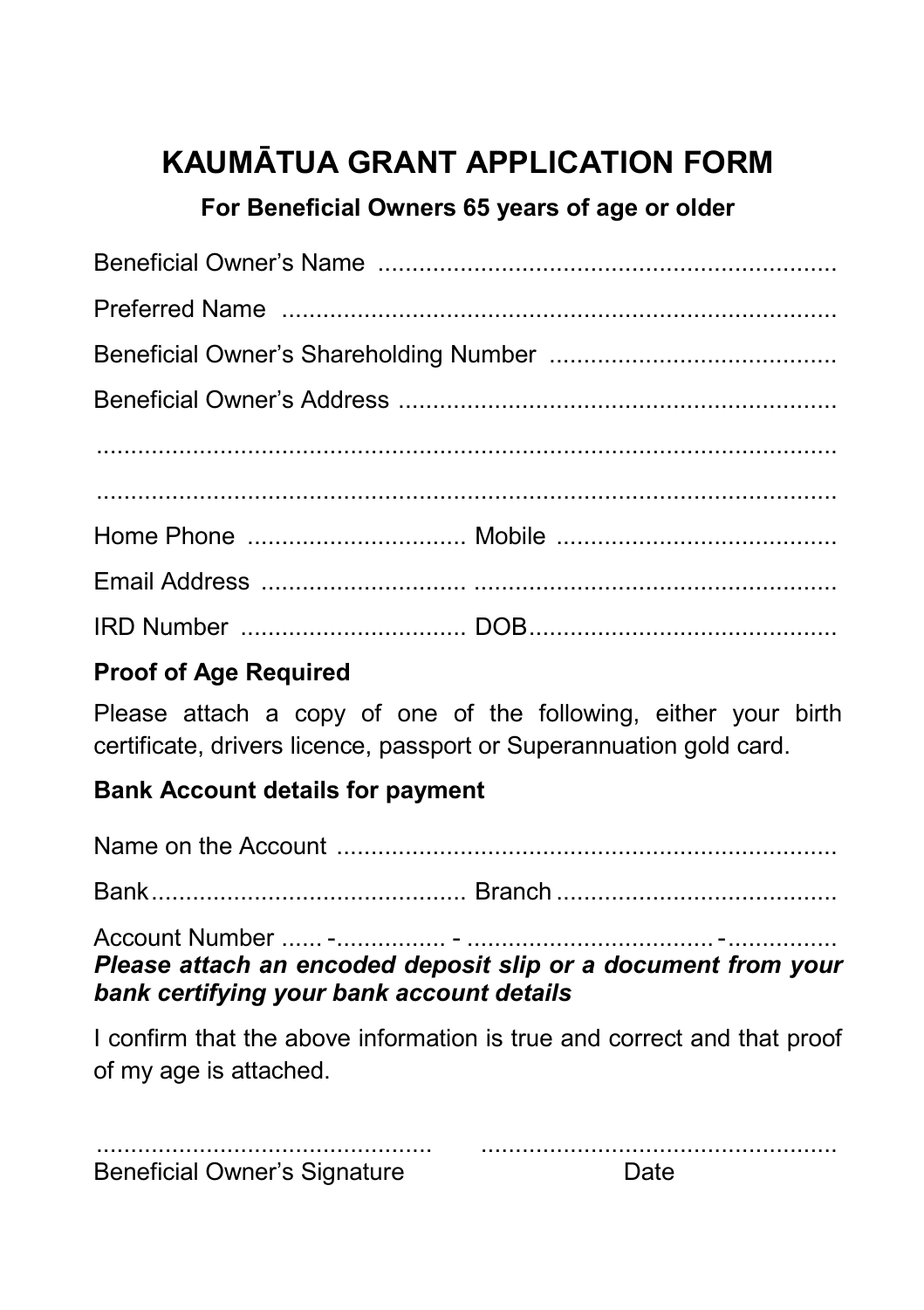# KAUMĀTUA GRANT APPLICATION FORM

**For Beneficial Owners 65 years of age or older**

Beneficial Owner's Name ..................................................................

Preferred Name ..................................................................................

Beneficial Owner's Shareholding Number .........................................

Beneficial Owner's Address ...............................................................

..............................................................................................................

..............................................................................................................

Home Phone ............................... Mobile ........................................

Email Address ............................ .....................................................

IRD Number ................................ DOB.............................................

**Proof of Age Required**

Please attach a copy of one of the following, either your birth certificate, drivers licence, passport or Superannuation gold card.

**Bank Account details for payment**

Name on the Account .........................................................................

Bank............................................. Branch ........................................

Account Number ...... -................ - .................................... -................

***Please attach an encoded deposit slip or a document from your bank certifying your bank account details***

I confirm that the above information is true and correct and that proof of my age is attached.

................................................ ....................................................

Beneficial Owner's Signature Date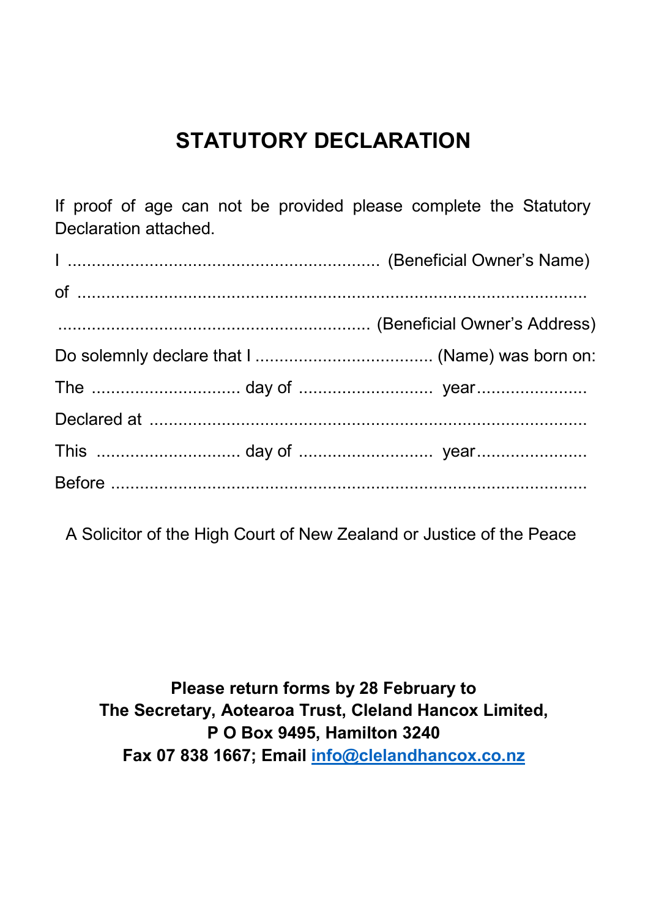# STATUTORY DECLARATION

If proof of age can not be provided please complete the Statutory Declaration attached.

I ................................................................. (Beneficial Owner's Name)

of ...........................................................................................................

................................................................. (Beneficial Owner's Address)

Do solemnly declare that I ..................................... (Name) was born on:

The ............................... day of ............................ year.......................

Declared at ...........................................................................................

This .............................. day of ............................ year.......................

Before ....................................................................................................

A Solicitor of the High Court of New Zealand or Justice of the Peace

**Please return forms by 28 February to**
**The Secretary, Aotearoa Trust, Cleland Hancox Limited,**
**P O Box 9495, Hamilton 3240**
**Fax 07 838 1667; Email info@clelandhancox.co.nz**